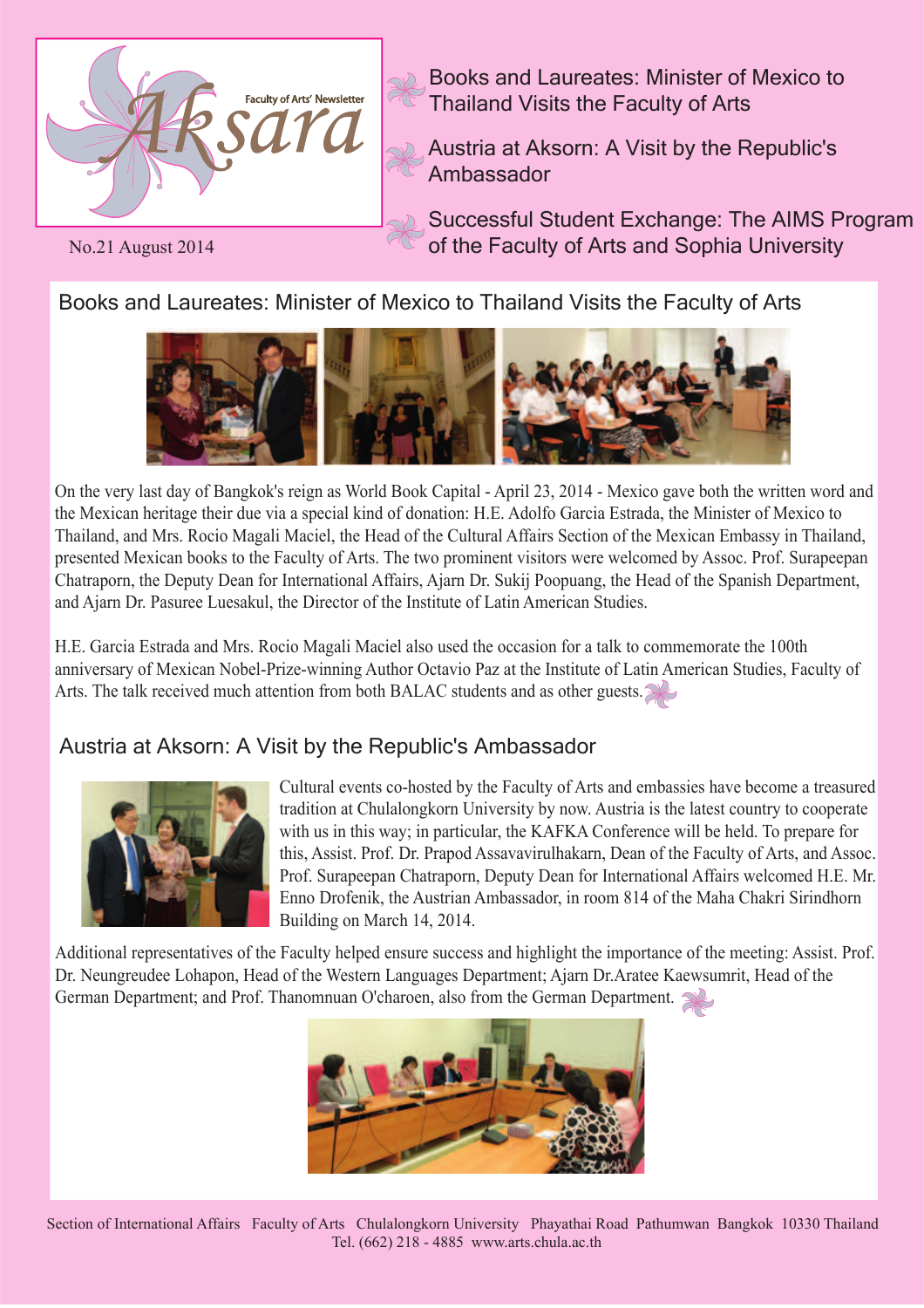# Aksara

Faculty of Arts' Newsletter

No.21 August 2014

- Books and Laureates: Minister of Mexico to Thailand Visits the Faculty of Arts
- Austria at Aksorn: A Visit by the Republic's Ambassador
- Successful Student Exchange: The AIMS Program of the Faculty of Arts and Sophia University

## Books and Laureates: Minister of Mexico to Thailand Visits the Faculty of Arts

On the very last day of Bangkok's reign as World Book Capital - April 23, 2014 - Mexico gave both the written word and the Mexican heritage their due via a special kind of donation: H.E. Adolfo Garcia Estrada, the Minister of Mexico to Thailand, and Mrs. Rocio Magali Maciel, the Head of the Cultural Affairs Section of the Mexican Embassy in Thailand, presented Mexican books to the Faculty of Arts. The two prominent visitors were welcomed by Assoc. Prof. Surapeepan Chatraporn, the Deputy Dean for International Affairs, Ajarn Dr. Sukij Poopuang, the Head of the Spanish Department, and Ajarn Dr. Pasuree Luesakul, the Director of the Institute of Latin American Studies.

H.E. Garcia Estrada and Mrs. Rocio Magali Maciel also used the occasion for a talk to commemorate the 100th anniversary of Mexican Nobel-Prize-winning Author Octavio Paz at the Institute of Latin American Studies, Faculty of Arts. The talk received much attention from both BALAC students and as other guests.

## Austria at Aksorn: A Visit by the Republic's Ambassador

Cultural events co-hosted by the Faculty of Arts and embassies have become a treasured tradition at Chulalongkorn University by now. Austria is the latest country to cooperate with us in this way; in particular, the KAFKA Conference will be held. To prepare for this, Assist. Prof. Dr. Prapod Assavavirulhakarn, Dean of the Faculty of Arts, and Assoc. Prof. Surapeepan Chatraporn, Deputy Dean for International Affairs welcomed H.E. Mr. Enno Drofenik, the Austrian Ambassador, in room 814 of the Maha Chakri Sirindhorn Building on March 14, 2014.

Additional representatives of the Faculty helped ensure success and highlight the importance of the meeting: Assist. Prof. Dr. Neungreudee Lohapon, Head of the Western Languages Department; Ajarn Dr.Aratee Kaewsumrit, Head of the German Department; and Prof. Thanomnuan O'charoen, also from the German Department.

Section of International Affairs Faculty of Arts Chulalongkorn University Phayathai Road Pathumwan Bangkok 10330 Thailand
Tel. (662) 218 - 4885 www.arts.chula.ac.th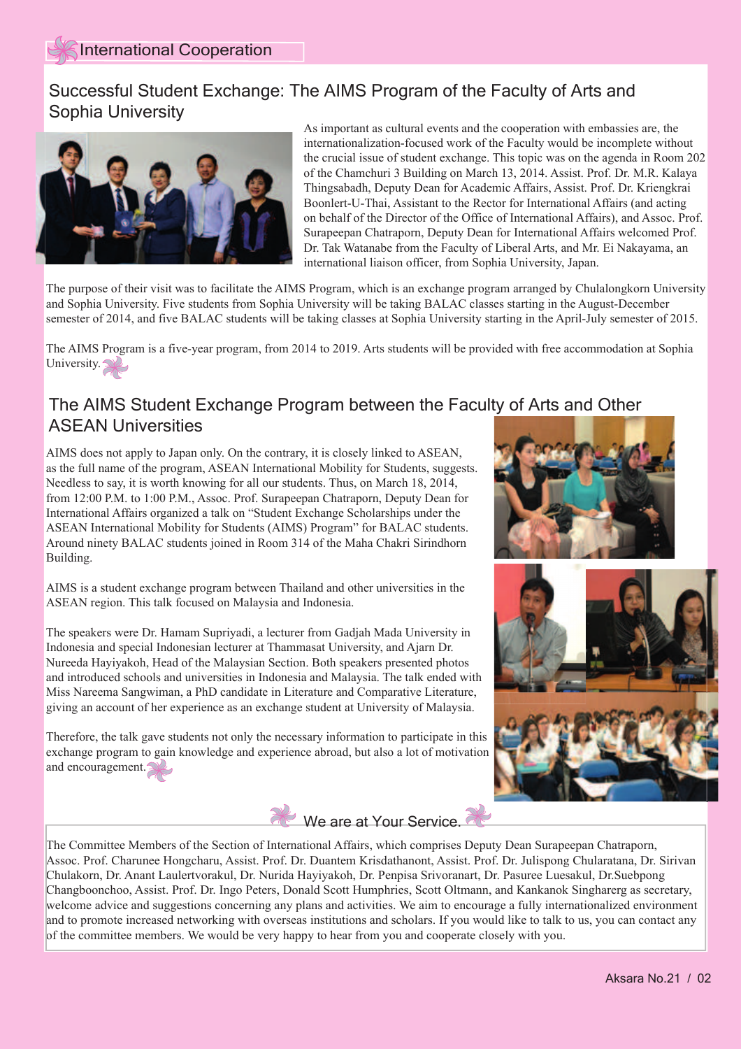## International Cooperation

## Successful Student Exchange: The AIMS Program of the Faculty of Arts and Sophia University

As important as cultural events and the cooperation with embassies are, the internationalization-focused work of the Faculty would be incomplete without the crucial issue of student exchange. This topic was on the agenda in Room 202 of the Chamchuri 3 Building on March 13, 2014. Assist. Prof. Dr. M.R. Kalaya Thingsabadh, Deputy Dean for Academic Affairs, Assist. Prof. Dr. Kriengkrai Boonlert-U-Thai, Assistant to the Rector for International Affairs (and acting on behalf of the Director of the Office of International Affairs), and Assoc. Prof. Surapeepan Chatraporn, Deputy Dean for International Affairs welcomed Prof. Dr. Tak Watanabe from the Faculty of Liberal Arts, and Mr. Ei Nakayama, an international liaison officer, from Sophia University, Japan.

The purpose of their visit was to facilitate the AIMS Program, which is an exchange program arranged by Chulalongkorn University and Sophia University. Five students from Sophia University will be taking BALAC classes starting in the August-December semester of 2014, and five BALAC students will be taking classes at Sophia University starting in the April-July semester of 2015.

The AIMS Program is a five-year program, from 2014 to 2019. Arts students will be provided with free accommodation at Sophia University.

## The AIMS Student Exchange Program between the Faculty of Arts and Other ASEAN Universities

AIMS does not apply to Japan only. On the contrary, it is closely linked to ASEAN, as the full name of the program, ASEAN International Mobility for Students, suggests. Needless to say, it is worth knowing for all our students. Thus, on March 18, 2014, from 12:00 P.M. to 1:00 P.M., Assoc. Prof. Surapeepan Chatraporn, Deputy Dean for International Affairs organized a talk on "Student Exchange Scholarships under the ASEAN International Mobility for Students (AIMS) Program" for BALAC students. Around ninety BALAC students joined in Room 314 of the Maha Chakri Sirindhorn Building.

AIMS is a student exchange program between Thailand and other universities in the ASEAN region. This talk focused on Malaysia and Indonesia.

The speakers were Dr. Hamam Supriyadi, a lecturer from Gadjah Mada University in Indonesia and special Indonesian lecturer at Thammasat University, and Ajarn Dr. Nureeda Hayiyakoh, Head of the Malaysian Section. Both speakers presented photos and introduced schools and universities in Indonesia and Malaysia. The talk ended with Miss Nareema Sangwiman, a PhD candidate in Literature and Comparative Literature, giving an account of her experience as an exchange student at University of Malaysia.

Therefore, the talk gave students not only the necessary information to participate in this exchange program to gain knowledge and experience abroad, but also a lot of motivation and encouragement.

## We are at Your Service.

The Committee Members of the Section of International Affairs, which comprises Deputy Dean Surapeepan Chatraporn, Assoc. Prof. Charunee Hongcharu, Assist. Prof. Dr. Duantem Krisdathanont, Assist. Prof. Dr. Julispong Chularatana, Dr. Sirivan Chulakorn, Dr. Anant Laulertvorakul, Dr. Nurida Hayiyakoh, Dr. Penpisa Srivoranart, Dr. Pasuree Luesakul, Dr.Suebpong Changboonchoo, Assist. Prof. Dr. Ingo Peters, Donald Scott Humphries, Scott Oltmann, and Kankanok Singharerg as secretary, welcome advice and suggestions concerning any plans and activities. We aim to encourage a fully internationalized environment and to promote increased networking with overseas institutions and scholars. If you would like to talk to us, you can contact any of the committee members. We would be very happy to hear from you and cooperate closely with you.